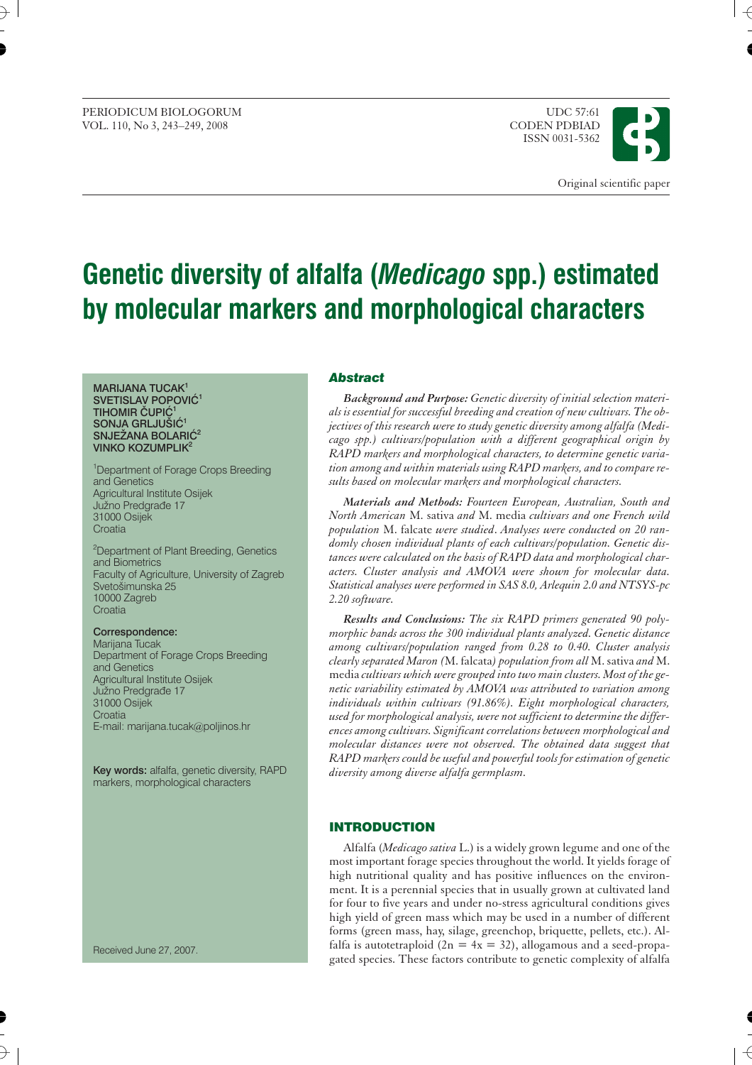Original scientific paper

# Genetic diversity of alfalfa (*Medicago* spp.) estimated by molecular markers and morphological characters

**MARIJANA TUCAK[1]**
**SVETISLAV POPOVIĆ[1]**
**TIHOMIR ČUPIĆ[1]**
**SONJA GRLJUŠIĆ[1]**
**SNJEŽANA BOLARIĆ[2]**
**VINKO KOZUMPLIK[2]**

[1]Department of Forage Crops Breeding and Genetics
Agricultural Institute Osijek
Južno Predgrađe 17
31000 Osijek
Croatia

[2]Department of Plant Breeding, Genetics and Biometrics
Faculty of Agriculture, University of Zagreb
Svetošimunska 25
10000 Zagreb
Croatia

**Correspondence:**
Marijana Tucak
Department of Forage Crops Breeding and Genetics
Agricultural Institute Osijek
Južno Predgrađe 17
31000 Osijek
Croatia
E-mail: marijana.tucak@poljinos.hr

**Key words:** alfalfa, genetic diversity, RAPD markers, morphological characters

Received June 27, 2007.

## Abstract

***Background and Purpose:*** *Genetic diversity of initial selection materials is essential for successful breeding and creation of new cultivars. The objectives of this research were to study genetic diversity among alfalfa (Medicago spp.) cultivars/population with a different geographical origin by RAPD markers and morphological characters, to determine genetic variation among and within materials using RAPD markers, and to compare results based on molecular markers and morphological characters.*

***Materials and Methods:*** *Fourteen European, Australian, South and North American* M. sativa *and* M. media *cultivars and one French wild population* M. falcate *were studied. Analyses were conducted on 20 randomly chosen individual plants of each cultivars/population. Genetic distances were calculated on the basis of RAPD data and morphological characters. Cluster analysis and AMOVA were shown for molecular data. Statistical analyses were performed in SAS 8.0, Arlequin 2.0 and NTSYS-pc 2.20 software.*

***Results and Conclusions:*** *The six RAPD primers generated 90 polymorphic bands across the 300 individual plants analyzed. Genetic distance among cultivars/population ranged from 0.28 to 0.40. Cluster analysis clearly separated Maron (*M. falcata*) population from all* M. sativa *and* M. media *cultivars which were grouped into two main clusters. Most of the genetic variability estimated by AMOVA was attributed to variation among individuals within cultivars (91.86%). Eight morphological characters, used for morphological analysis, were not sufficient to determine the differences among cultivars. Significant correlations between morphological and molecular distances were not observed. The obtained data suggest that RAPD markers could be useful and powerful tools for estimation of genetic diversity among diverse alfalfa germplasm.*

## INTRODUCTION

Alfalfa (*Medicago sativa* L.) is a widely grown legume and one of the most important forage species throughout the world. It yields forage of high nutritional quality and has positive influences on the environment. It is a perennial species that in usually grown at cultivated land for four to five years and under no-stress agricultural conditions gives high yield of green mass which may be used in a number of different forms (green mass, hay, silage, greenchop, briquette, pellets, etc.). Alfalfa is autotetraploid ($2n = 4x = 32$), allogamous and a seed-propagated species. These factors contribute to genetic complexity of alfalfa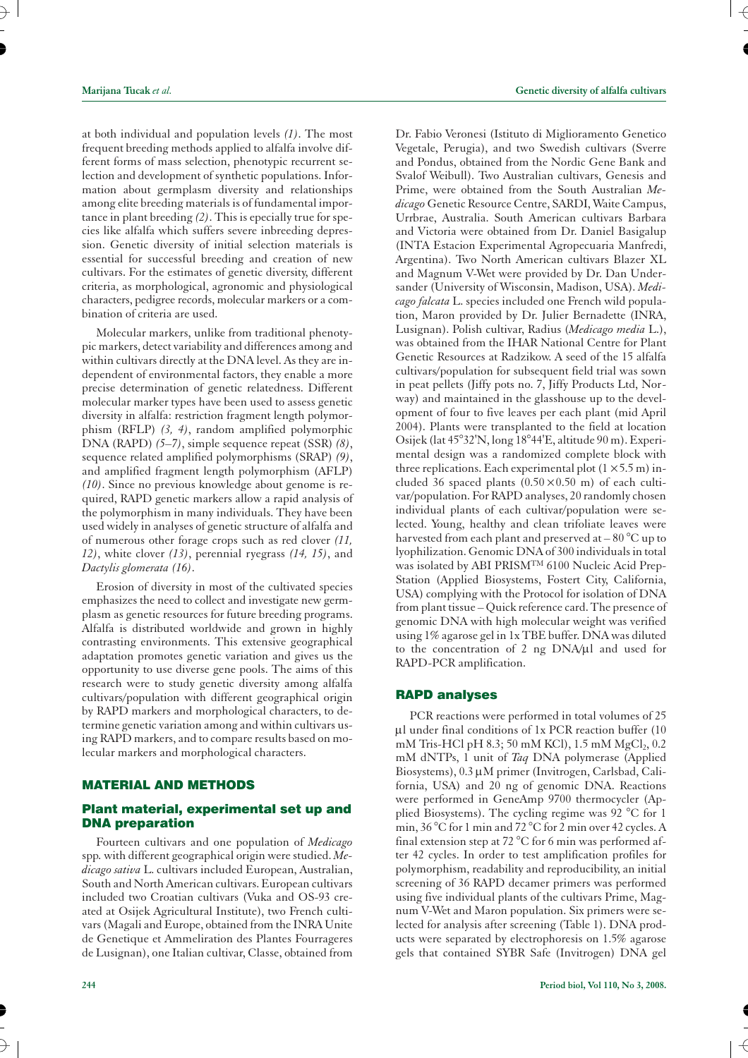at both individual and population levels *(1)*. The most frequent breeding methods applied to alfalfa involve different forms of mass selection, phenotypic recurrent selection and development of synthetic populations. Information about germplasm diversity and relationships among elite breeding materials is of fundamental importance in plant breeding *(2)*. This is epecially true for species like alfalfa which suffers severe inbreeding depression. Genetic diversity of initial selection materials is essential for successful breeding and creation of new cultivars. For the estimates of genetic diversity, different criteria, as morphological, agronomic and physiological characters, pedigree records, molecular markers or a combination of criteria are used.

Molecular markers, unlike from traditional phenotypic markers, detect variability and differences among and within cultivars directly at the DNA level. As they are independent of environmental factors, they enable a more precise determination of genetic relatedness. Different molecular marker types have been used to assess genetic diversity in alfalfa: restriction fragment length polymorphism (RFLP) *(3, 4)*, random amplified polymorphic DNA (RAPD) *(5–7)*, simple sequence repeat (SSR) *(8)*, sequence related amplified polymorphisms (SRAP) *(9)*, and amplified fragment length polymorphism (AFLP) *(10)*. Since no previous knowledge about genome is required, RAPD genetic markers allow a rapid analysis of the polymorphism in many individuals. They have been used widely in analyses of genetic structure of alfalfa and of numerous other forage crops such as red clover *(11, 12)*, white clover *(13)*, perennial ryegrass *(14, 15)*, and *Dactylis glomerata (16)*.

Erosion of diversity in most of the cultivated species emphasizes the need to collect and investigate new germplasm as genetic resources for future breeding programs. Alfalfa is distributed worldwide and grown in highly contrasting environments. This extensive geographical adaptation promotes genetic variation and gives us the opportunity to use diverse gene pools. The aims of this research were to study genetic diversity among alfalfa cultivars/population with different geographical origin by RAPD markers and morphological characters, to determine genetic variation among and within cultivars using RAPD markers, and to compare results based on molecular markers and morphological characters.

## MATERIAL AND METHODS

### Plant material, experimental set up and DNA preparation

Fourteen cultivars and one population of *Medicago* spp. with different geographical origin were studied. *Medicago sativa* L. cultivars included European, Australian, South and North American cultivars. European cultivars included two Croatian cultivars (Vuka and OS-93 created at Osijek Agricultural Institute), two French cultivars (Magali and Europe, obtained from the INRA Unite de Genetique et Ammeliration des Plantes Fourrageres de Lusignan), one Italian cultivar, Classe, obtained from Dr. Fabio Veronesi (Istituto di Miglioramento Genetico Vegetale, Perugia), and two Swedish cultivars (Sverre and Pondus, obtained from the Nordic Gene Bank and Svalof Weibull). Two Australian cultivars, Genesis and Prime, were obtained from the South Australian *Medicago* Genetic Resource Centre, SARDI, Waite Campus, Urrbrae, Australia. South American cultivars Barbara and Victoria were obtained from Dr. Daniel Basigalup (INTA Estacion Experimental Agropecuaria Manfredi, Argentina). Two North American cultivars Blazer XL and Magnum V-Wet were provided by Dr. Dan Undersander (University of Wisconsin, Madison, USA). *Medicago falcata* L. species included one French wild population, Maron provided by Dr. Julier Bernadette (INRA, Lusignan). Polish cultivar, Radius (*Medicago media* L.), was obtained from the IHAR National Centre for Plant Genetic Resources at Radzikow. A seed of the 15 alfalfa cultivars/population for subsequent field trial was sown in peat pellets (Jiffy pots no. 7, Jiffy Products Ltd, Norway) and maintained in the glasshouse up to the development of four to five leaves per each plant (mid April 2004). Plants were transplanted to the field at location Osijek (lat 45°32'N, long 18°44'E, altitude 90 m). Experimental design was a randomized complete block with three replications. Each experimental plot ($1 \times 5.5$ m) included 36 spaced plants ($0.50 \times 0.50$ m) of each cultivar/population. For RAPD analyses, 20 randomly chosen individual plants of each cultivar/population were selected. Young, healthy and clean trifoliate leaves were harvested from each plant and preserved at – 80 °C up to lyophilization. Genomic DNA of 300 individuals in total was isolated by ABI PRISM™ 6100 Nucleic Acid PrepStation (Applied Biosystems, Fostert City, California, USA) complying with the Protocol for isolation of DNA from plant tissue – Quick reference card. The presence of genomic DNA with high molecular weight was verified using 1% agarose gel in 1x TBE buffer. DNA was diluted to the concentration of 2 ng DNA/μl and used for RAPD-PCR amplification.

### RAPD analyses

PCR reactions were performed in total volumes of 25 μl under final conditions of 1x PCR reaction buffer (10 mM Tris-HCl pH 8.3; 50 mM KCl), 1.5 mM $MgCl_2$, 0.2 mM dNTPs, 1 unit of *Taq* DNA polymerase (Applied Biosystems), 0.3 μM primer (Invitrogen, Carlsbad, California, USA) and 20 ng of genomic DNA. Reactions were performed in GeneAmp 9700 thermocycler (Applied Biosystems). The cycling regime was 92 °C for 1 min, 36 °C for 1 min and 72 °C for 2 min over 42 cycles. A final extension step at 72 °C for 6 min was performed after 42 cycles. In order to test amplification profiles for polymorphism, readability and reproducibility, an initial screening of 36 RAPD decamer primers was performed using five individual plants of the cultivars Prime, Magnum V-Wet and Maron population. Six primers were selected for analysis after screening (Table 1). DNA products were separated by electrophoresis on 1.5% agarose gels that contained SYBR Safe (Invitrogen) DNA gel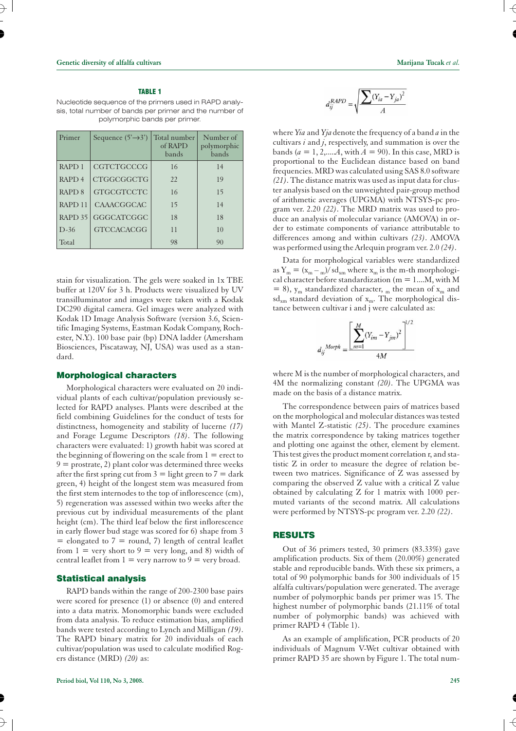**TABLE 1**

Nucleotide sequence of the primers used in RAPD analysis, total number of bands per primer and the number of polymorphic bands per primer.

| Primer | Sequence (5'→3') | Total number of RAPD bands | Number of polymorphic bands |
|---|---|---|---|
| RAPD 1 | CGTCTGCCCG | 16 | 14 |
| RAPD 4 | CTGGCGGCTG | 22 | 19 |
| RAPD 8 | GTGCGTCCTC | 16 | 15 |
| RAPD 11 | CAAACGGCAC | 15 | 14 |
| RAPD 35 | GGGCATCGGC | 18 | 18 |
| D-36 | GTCCACACGG | 11 | 10 |
| Total | | 98 | 90 |

stain for visualization. The gels were soaked in 1x TBE buffer at 120V for 3 h. Products were visualized by UV transillu­minator and images were taken with a Kodak DC290 digital camera. Gel images were analyzed with Kodak 1D Image Analysis Software (version 3.6, Scientific Imaging Systems, Eastman Kodak Company, Rochester, N.Y.). 100 base pair (bp) DNA ladder (Amersham Biosciences, Piscataway, NJ, USA) was used as a standard.

## Morphological characters

Morphological characters were evaluated on 20 individual plants of each cultivar/population previously selected for RAPD analyses. Plants were described at the field combining Guidelines for the conduct of tests for distinctness, homogeneity and stability of lucerne *(17)* and Forage Legume Descriptors *(18)*. The following characters were evaluated: 1) growth habit was scored at the beginning of flowering on the scale from 1 = erect to 9 = prostrate, 2) plant color was determined three weeks after the first spring cut from 3 = light green to 7 = dark green, 4) height of the longest stem was measured from the first stem internodes to the top of inflorescence (cm), 5) regeneration was assessed within two weeks after the previous cut by individual measurements of the plant height (cm). The third leaf below the first inflorescence in early flower bud stage was scored for 6) shape from 3 = elongated to 7 = round, 7) length of central leaflet from 1 = very short to 9 = very long, and 8) width of central leaflet from 1 = very narrow to 9 = very broad.

## Statistical analysis

RAPD bands within the range of 200-2300 base pairs were scored for presence (1) or absence (0) and entered into a data matrix. Monomorphic bands were excluded from data analysis. To reduce estimation bias, amplified bands were tested according to Lynch and Milligan *(19)*. The RAPD binary matrix for 20 individuals of each cultivar/population was used to calculate modified Rogers distance (MRD) *(20)* as:

$$d_{ij}^{RAPD} = \sqrt{\frac{\sum (Y_{ia} - Y_{ja})^2}{A}}$$

where $Yia$ and $Yja$ denote the frequency of a band $a$ in the cultivars $i$ and $j$, respectively, and summation is over the bands ($a = 1, 2, .....A$, with $A = 90$). In this case, MRD is proportional to the Euclidean distance based on band frequencies. MRD was calculated using SAS 8.0 software *(21)*. The distance matrix was used as input data for cluster analysis based on the unweighted pair-group method of arithmetic averages (UPGMA) with NTSYS-pc program ver. 2.20 *(22)*. The MRD matrix was used to produce an analysis of molecular variance (AMOVA) in order to estimate components of variance attributable to differences among and within cultivars *(23)*. AMOVA was performed using the Arlequin program ver. 2.0 *(24)*.

Data for morphological variables were standardized as $Y_m = (x_m - {}_m)/ sd_{xm}$ where $x_m$ is the m-th morphological character before standardization ($m = 1....M$, with $M = 8$), $y_m$ standardized character, ${}_m$ the mean of $x_m$ and $sd_{xm}$ standard deviation of $x_m$. The morphological distance between cultivar i and j were calculated as:

$$d_{ij}^{Morph} = \frac{\left[\sum_{m=1}^{M} (Y_{im} - Y_{jm})^2\right]^{1/2}}{4M}$$

where M is the number of morphological characters, and 4M the normalizing constant *(20)*. The UPGMA was made on the basis of a distance matrix.

The correspondence between pairs of matrices based on the morphological and molecular distances was tested with Mantel Z-statistic *(25)*. The procedure examines the matrix correspondence by taking matrices together and plotting one against the other, element by element. This test gives the product moment correlation r, and statistic Z in order to measure the degree of relation between two matrices. Significance of Z was assessed by comparing the observed Z value with a critical Z value obtained by calculating Z for 1 matrix with 1000 permuted variants of the second matrix. All calculations were performed by NTSYS-pc program ver. 2.20 *(22)*.

## RESULTS

Out of 36 primers tested, 30 primers (83.33%) gave amplification products. Six of them (20.00%) generated stable and reproducible bands. With these six primers, a total of 90 polymorphic bands for 300 individuals of 15 alfalfa cultivars/population were generated. The average number of polymorphic bands per primer was 15. The highest number of polymorphic bands (21.11% of total number of polymorphic bands) was achieved with primer RAPD 4 (Table 1).

As an example of amplification, PCR products of 20 individuals of Magnum V-Wet cultivar obtained with primer RAPD 35 are shown by Figure 1. The total num-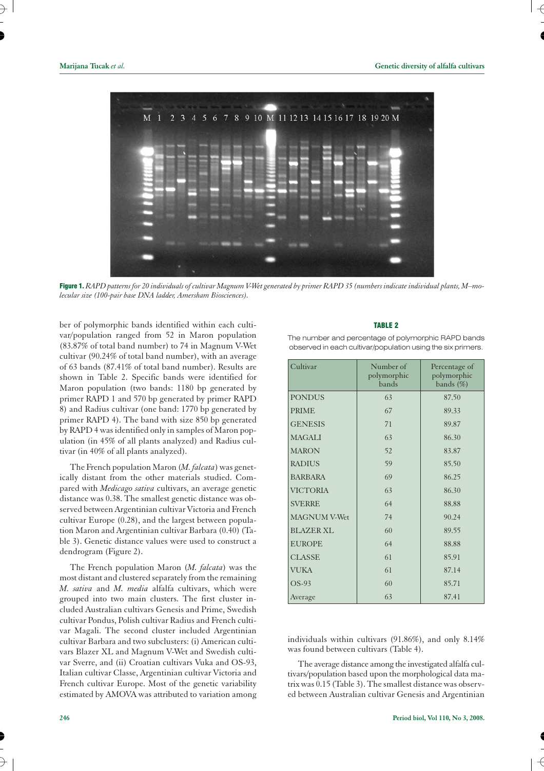**Figure 1.** *RAPD patterns for 20 individuals of cultivar Magnum V-Wet generated by primer RAPD 35 (numbers indicate individual plants, M–molecular size (100-pair base DNA ladder, Amersham Biosciences).*

ber of polymorphic bands identified within each cultivar/population ranged from 52 in Maron population (83.87% of total band number) to 74 in Magnum V-Wet cultivar (90.24% of total band number), with an average of 63 bands (87.41% of total band number). Results are shown in Table 2. Specific bands were identified for Maron population (two bands: 1180 bp generated by primer RAPD 1 and 570 bp generated by primer RAPD 8) and Radius cultivar (one band: 1770 bp generated by primer RAPD 4). The band with size 850 bp generated by RAPD 4 was identified only in samples of Maron population (in 45% of all plants analyzed) and Radius cultivar (in 40% of all plants analyzed).

The French population Maron (*M. falcata*) was genetically distant from the other materials studied. Compared with *Medicago sativa* cultivars, an average genetic distance was 0.38. The smallest genetic distance was observed between Argentinian cultivar Victoria and French cultivar Europe (0.28), and the largest between population Maron and Argentinian cultivar Barbara (0.40) (Table 3). Genetic distance values were used to construct a dendrogram (Figure 2).

The French population Maron (*M. falcata*) was the most distant and clustered separately from the remaining *M. sativa* and *M. media* alfalfa cultivars, which were grouped into two main clusters. The first cluster included Australian cultivars Genesis and Prime, Swedish cultivar Pondus, Polish cultivar Radius and French cultivar Magali. The second cluster included Argentinian cultivar Barbara and two subclusters: (i) American cultivars Blazer XL and Magnum V-Wet and Swedish cultivar Sverre, and (ii) Croatian cultivars Vuka and OS-93, Italian cultivar Classe, Argentinian cultivar Victoria and French cultivar Europe. Most of the genetic variability estimated by AMOVA was attributed to variation among individuals within cultivars (91.86%), and only 8.14% was found between cultivars (Table 4).

**TABLE 2**

The number and percentage of polymorphic RAPD bands observed in each cultivar/population using the six primers.

| Cultivar | Number of polymorphic bands | Percentage of polymorphic bands (%) |
|---|---|---|
| PONDUS | 63 | 87.50 |
| PRIME | 67 | 89.33 |
| GENESIS | 71 | 89.87 |
| MAGALI | 63 | 86.30 |
| MARON | 52 | 83.87 |
| RADIUS | 59 | 85.50 |
| BARBARA | 69 | 86.25 |
| VICTORIA | 63 | 86.30 |
| SVERRE | 64 | 88.88 |
| MAGNUM V-Wet | 74 | 90.24 |
| BLAZER XL | 60 | 89.55 |
| EUROPE | 64 | 88.88 |
| CLASSE | 61 | 85.91 |
| VUKA | 61 | 87.14 |
| OS-93 | 60 | 85.71 |
| Average | 63 | 87.41 |

The average distance among the investigated alfalfa cultivars/population based upon the morphological data matrix was 0.15 (Table 3). The smallest distance was observed between Australian cultivar Genesis and Argentinian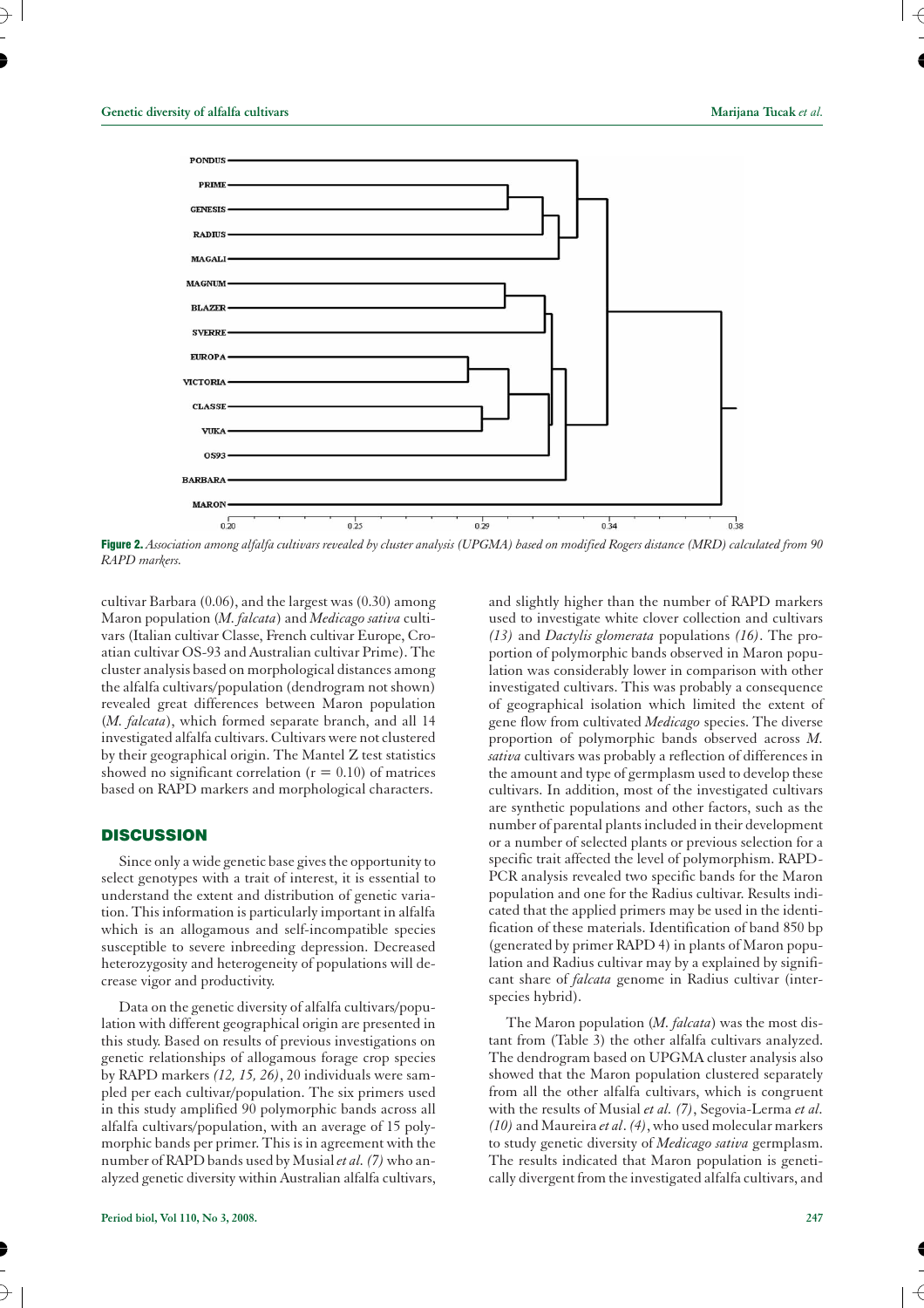**Figure 2.** *Association among alfalfa cultivars revealed by cluster analysis (UPGMA) based on modified Rogers distance (MRD) calculated from 90 RAPD markers.*

cultivar Barbara (0.06), and the largest was (0.30) among Maron population (*M. falcata*) and *Medicago sativa* cultivars (Italian cultivar Classe, French cultivar Europe, Croatian cultivar OS-93 and Australian cultivar Prime). The cluster analysis based on morphological distances among the alfalfa cultivars/population (dendrogram not shown) revealed great differences between Maron population (*M. falcata*), which formed separate branch, and all 14 investigated alfalfa cultivars. Cultivars were not clustered by their geographical origin. The Mantel Z test statistics showed no significant correlation ($r = 0.10$) of matrices based on RAPD markers and morphological characters.

## DISCUSSION

Since only a wide genetic base gives the opportunity to select genotypes with a trait of interest, it is essential to understand the extent and distribution of genetic variation. This information is particularly important in alfalfa which is an allogamous and self-incompatible species susceptible to severe inbreeding depression. Decreased heterozygosity and heterogeneity of populations will decrease vigor and productivity.

Data on the genetic diversity of alfalfa cultivars/population with different geographical origin are presented in this study. Based on results of previous investigations on genetic relationships of allogamous forage crop species by RAPD markers *(12, 15, 26)*, 20 individuals were sampled per each cultivar/population. The six primers used in this study amplified 90 polymorphic bands across all alfalfa cultivars/population, with an average of 15 polymorphic bands per primer. This is in agreement with the number of RAPD bands used by Musial *et al. (7)* who analyzed genetic diversity within Australian alfalfa cultivars, and slightly higher than the number of RAPD markers used to investigate white clover collection and cultivars *(13)* and *Dactylis glomerata* populations *(16)*. The proportion of polymorphic bands observed in Maron population was considerably lower in comparison with other investigated cultivars. This was probably a consequence of geographical isolation which limited the extent of gene flow from cultivated *Medicago* species. The diverse proportion of polymorphic bands observed across *M. sativa* cultivars was probably a reflection of differences in the amount and type of germplasm used to develop these cultivars. In addition, most of the investigated cultivars are synthetic populations and other factors, such as the number of parental plants included in their development or a number of selected plants or previous selection for a specific trait affected the level of polymorphism. RAPD-PCR analysis revealed two specific bands for the Maron population and one for the Radius cultivar. Results indicated that the applied primers may be used in the identification of these materials. Identification of band 850 bp (generated by primer RAPD 4) in plants of Maron population and Radius cultivar may by a explained by significant share of *falcata* genome in Radius cultivar (interspecies hybrid).

The Maron population (*M. falcata*) was the most distant from (Table 3) the other alfalfa cultivars analyzed. The dendrogram based on UPGMA cluster analysis also showed that the Maron population clustered separately from all the other alfalfa cultivars, which is congruent with the results of Musial *et al. (7)*, Segovia-Lerma *et al. (10)* and Maureira *et al. (4)*, who used molecular markers to study genetic diversity of *Medicago sativa* germplasm. The results indicated that Maron population is genetically divergent from the investigated alfalfa cultivars, and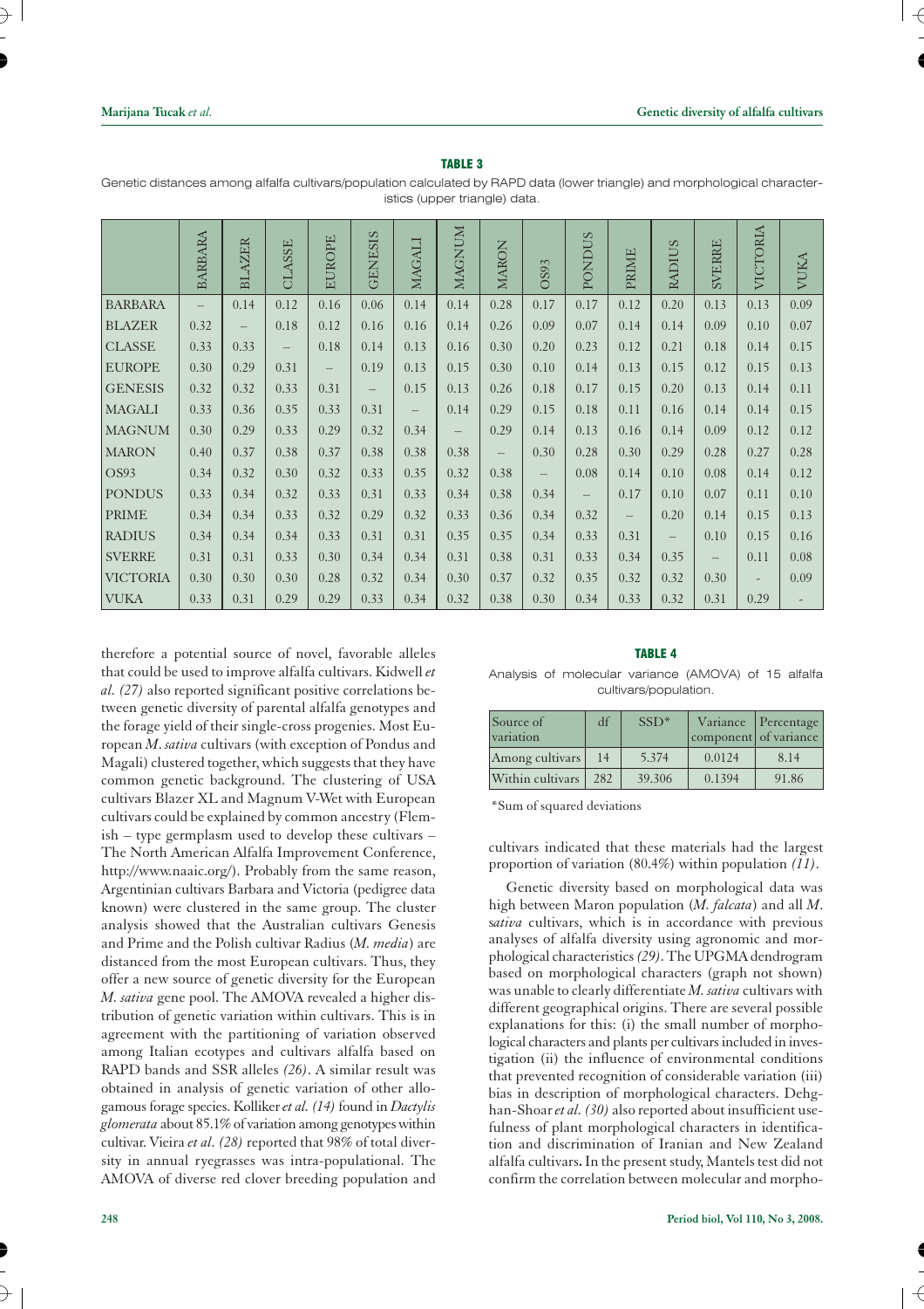**TABLE 3**

Genetic distances among alfalfa cultivars/population calculated by RAPD data (lower triangle) and morphological characteristics (upper triangle) data.

| | BARBARA | BLAZER | CLASSE | EUROPE | GENESIS | MAGALI | MAGNUM | MARON | OS93 | PONDUS | PRIME | RADIUS | SVERRE | VICTORIA | VUKA |
|---|---|---|---|---|---|---|---|---|---|---|---|---|---|---|---|
| BARBARA | – | 0.14 | 0.12 | 0.16 | 0.06 | 0.14 | 0.14 | 0.28 | 0.17 | 0.17 | 0.12 | 0.20 | 0.13 | 0.13 | 0.09 |
| BLAZER | 0.32 | – | 0.18 | 0.12 | 0.16 | 0.16 | 0.14 | 0.26 | 0.09 | 0.07 | 0.14 | 0.14 | 0.09 | 0.10 | 0.07 |
| CLASSE | 0.33 | 0.33 | – | 0.18 | 0.14 | 0.13 | 0.16 | 0.30 | 0.20 | 0.23 | 0.12 | 0.21 | 0.18 | 0.14 | 0.15 |
| EUROPE | 0.30 | 0.29 | 0.31 | – | 0.19 | 0.13 | 0.15 | 0.30 | 0.10 | 0.14 | 0.13 | 0.15 | 0.12 | 0.15 | 0.13 |
| GENESIS | 0.32 | 0.32 | 0.33 | 0.31 | – | 0.15 | 0.13 | 0.26 | 0.18 | 0.17 | 0.15 | 0.20 | 0.13 | 0.14 | 0.11 |
| MAGALI | 0.33 | 0.36 | 0.35 | 0.33 | 0.31 | – | 0.14 | 0.29 | 0.15 | 0.18 | 0.11 | 0.16 | 0.14 | 0.14 | 0.15 |
| MAGNUM | 0.30 | 0.29 | 0.33 | 0.29 | 0.32 | 0.34 | – | 0.29 | 0.14 | 0.13 | 0.16 | 0.14 | 0.09 | 0.12 | 0.12 |
| MARON | 0.40 | 0.37 | 0.38 | 0.37 | 0.38 | 0.38 | 0.38 | – | 0.30 | 0.28 | 0.30 | 0.29 | 0.28 | 0.27 | 0.28 |
| OS93 | 0.34 | 0.32 | 0.30 | 0.32 | 0.33 | 0.35 | 0.32 | 0.38 | – | 0.08 | 0.14 | 0.10 | 0.08 | 0.14 | 0.12 |
| PONDUS | 0.33 | 0.34 | 0.32 | 0.33 | 0.31 | 0.33 | 0.34 | 0.38 | 0.34 | – | 0.17 | 0.10 | 0.07 | 0.11 | 0.10 |
| PRIME | 0.34 | 0.34 | 0.33 | 0.32 | 0.29 | 0.32 | 0.33 | 0.36 | 0.34 | 0.32 | – | 0.20 | 0.14 | 0.15 | 0.13 |
| RADIUS | 0.34 | 0.34 | 0.34 | 0.33 | 0.31 | 0.31 | 0.35 | 0.35 | 0.34 | 0.33 | 0.31 | – | 0.10 | 0.15 | 0.16 |
| SVERRE | 0.31 | 0.31 | 0.33 | 0.30 | 0.34 | 0.34 | 0.31 | 0.38 | 0.31 | 0.33 | 0.34 | 0.35 | – | 0.11 | 0.08 |
| VICTORIA | 0.30 | 0.30 | 0.30 | 0.28 | 0.32 | 0.34 | 0.30 | 0.37 | 0.32 | 0.35 | 0.32 | 0.32 | 0.30 | - | 0.09 |
| VUKA | 0.33 | 0.31 | 0.29 | 0.29 | 0.33 | 0.34 | 0.32 | 0.38 | 0.30 | 0.34 | 0.33 | 0.32 | 0.31 | 0.29 | - |

therefore a potential source of novel, favorable alleles that could be used to improve alfalfa cultivars. Kidwell *et al. (27)* also reported significant positive correlations between genetic diversity of parental alfalfa genotypes and the forage yield of their single-cross progenies. Most European *M. sativa* cultivars (with exception of Pondus and Magali) clustered together, which suggests that they have common genetic background. The clustering of USA cultivars Blazer XL and Magnum V-Wet with European cultivars could be explained by common ancestry (Flemish – type germplasm used to develop these cultivars – The North American Alfalfa Improvement Conference, http://www.naaic.org/). Probably from the same reason, Argentinian cultivars Barbara and Victoria (pedigree data known) were clustered in the same group. The cluster analysis showed that the Australian cultivars Genesis and Prime and the Polish cultivar Radius (*M. media*) are distanced from the most European cultivars. Thus, they offer a new source of genetic diversity for the European *M. sativa* gene pool. The AMOVA revealed a higher distribution of genetic variation within cultivars. This is in agreement with the partitioning of variation observed among Italian ecotypes and cultivars alfalfa based on RAPD bands and SSR alleles *(26)*. A similar result was obtained in analysis of genetic variation of other allogamous forage species. Kolliker *et al. (14)* found in *Dactylis glomerata* about 85.1% of variation among genotypes within cultivar. Vieira *et al. (28)* reported that 98% of total diversity in annual ryegrasses was intra-populational. The AMOVA of diverse red clover breeding population and

**TABLE 4**

Analysis of molecular variance (AMOVA) of 15 alfalfa cultivars/population.

| Source of variation | df | SSD* | Variance component | Percentage of variance |
|---|---|---|---|---|
| Among cultivars | 14 | 5.374 | 0.0124 | 8.14 |
| Within cultivars | 282 | 39.306 | 0.1394 | 91.86 |

*Sum of squared deviations

cultivars indicated that these materials had the largest proportion of variation (80.4%) within population *(11)*.

Genetic diversity based on morphological data was high between Maron population (*M. falcata*) and all *M. sativa* cultivars, which is in accordance with previous analyses of alfalfa diversity using agronomic and morphological characteristics *(29)*. The UPGMA dendrogram based on morphological characters (graph not shown) was unable to clearly differentiate *M. sativa* cultivars with different geographical origins. There are several possible explanations for this: (i) the small number of morphological characters and plants per cultivars included in investigation (ii) the influence of environmental conditions that prevented recognition of considerable variation (iii) bias in description of morphological characters. Dehghan-Shoar *et al. (30)* also reported about insufficient usefulness of plant morphological characters in identification and discrimination of Iranian and New Zealand alfalfa cultivars. In the present study, Mantels test did not confirm the correlation between molecular and morpho-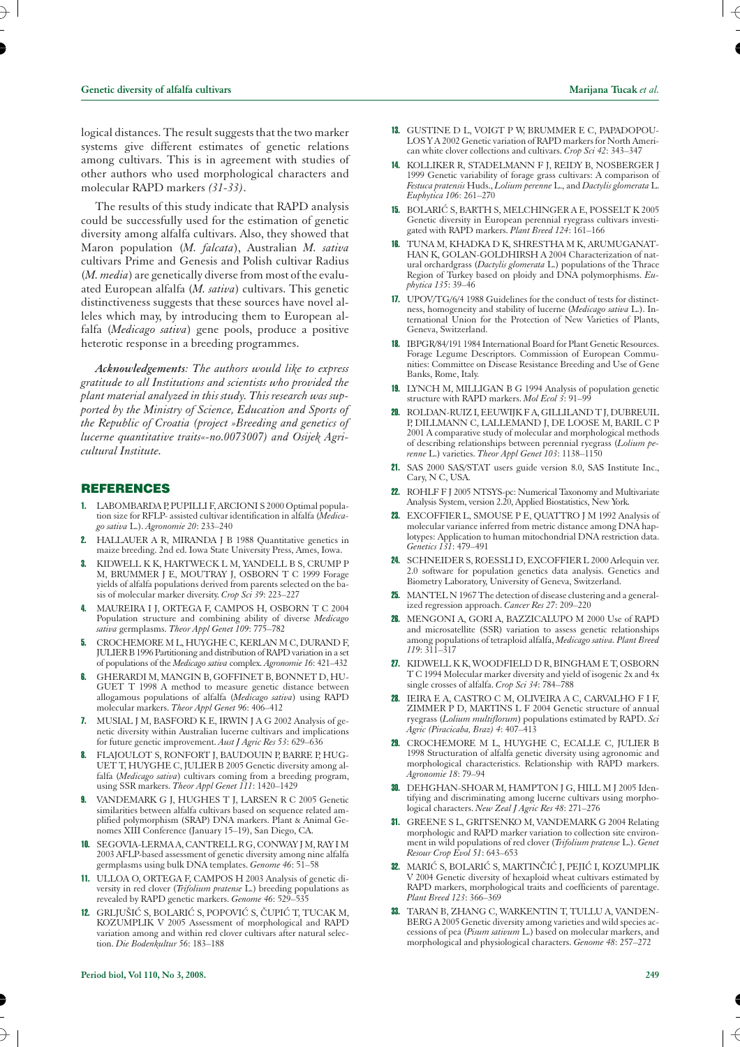logical distances. The result suggests that the two marker systems give different estimates of genetic relations among cultivars. This is in agreement with studies of other authors who used morphological characters and molecular RAPD markers *(31-33)*.

The results of this study indicate that RAPD analysis could be successfully used for the estimation of genetic diversity among alfalfa cultivars. Also, they showed that Maron population (*M. falcata*), Australian *M. sativa* cultivars Prime and Genesis and Polish cultivar Radius (*M. media*) are genetically diverse from most of the evaluated European alfalfa (*M. sativa*) cultivars. This genetic distinctiveness suggests that these sources have novel alleles which may, by introducing them to European alfalfa (*Medicago sativa*) gene pools, produce a positive heterotic response in a breeding programmes.

***Acknowledgements****: The authors would like to express gratitude to all Institutions and scientists who provided the plant material analyzed in this study. This research was supported by the Ministry of Science, Education and Sports of the Republic of Croatia (project »Breeding and genetics of lucerne quantitative traits«-no.0073007) and Osijek Agricultural Institute.*

## REFERENCES

1. LABOMBARDA P, PUPILLI F, ARCIONI S 2000 Optimal population size for RFLP- assisted cultivar identification in alfalfa (*Medicago sativa* L.). *Agronomie 20*: 233–240
2. HALLAUER A R, MIRANDA J B 1988 Quantitative genetics in maize breeding. 2nd ed. Iowa State University Press, Ames, Iowa.
3. KIDWELL K K, HARTWECK L M, YANDELL B S, CRUMP P M, BRUMMER J E, MOUTRAY J, OSBORN T C 1999 Forage yields of alfalfa populations derived from parents selected on the basis of molecular marker diversity. *Crop Sci 39*: 223–227
4. MAUREIRA I J, ORTEGA F, CAMPOS H, OSBORN T C 2004 Population structure and combining ability of diverse *Medicago sativa* germplasms. *Theor Appl Genet 109*: 775–782
5. CROCHEMORE M L, HUYGHE C, KERLAN M C, DURAND F, JULIER B 1996 Partitioning and distribution of RAPD variation in a set of populations of the *Medicago sativa* complex. *Agronomie 16*: 421–432
6. GHERARDI M, MANGIN B, GOFFINET B, BONNET D, HUGUET T 1998 A method to measure genetic distance between allogamous populations of alfalfa (*Medicago sativa*) using RAPD molecular markers. *Theor Appl Genet 96*: 406–412
7. MUSIAL J M, BASFORD K E, IRWIN J A G 2002 Analysis of genetic diversity within Australian lucerne cultivars and implications for future genetic improvement. *Aust J Agric Res 53*: 629–636
8. FLAJOULOT S, RONFORT J, BAUDOUIN P, BARRE P, HUGUET T, HUYGHE C, JULIER B 2005 Genetic diversity among alfalfa (*Medicago sativa*) cultivars coming from a breeding program, using SSR markers. *Theor Appl Genet 111*: 1420–1429
9. VANDEMARK G J, HUGHES T J, LARSEN R C 2005 Genetic similarities between alfalfa cultivars based on sequence related amplified polymorphism (SRAP) DNA markers. Plant & Animal Genomes XIII Conference (January 15–19), San Diego, CA.
10. SEGOVIA-LERMA A, CANTRELL R G, CONWAY J M, RAY I M 2003 AFLP-based assessment of genetic diversity among nine alfalfa germplasms using bulk DNA templates. *Genome 46*: 51–58
11. ULLOA O, ORTEGA F, CAMPOS H 2003 Analysis of genetic diversity in red clover (*Trifolium pratense* L.) breeding populations as revealed by RAPD genetic markers. *Genome 46*: 529–535
12. GRLJUŠIĆ S, BOLARIĆ S, POPOVIĆ S, ČUPIĆ T, TUCAK M, KOZUMPLIK V 2005 Assessment of morphological and RAPD variation among and within red clover cultivars after natural selection. *Die Bodenkultur 56*: 183–188
13. GUSTINE D L, VOIGT P W, BRUMMER E C, PAPADOPOULOS Y A 2002 Genetic variation of RAPD markers for North American white clover collections and cultivars. *Crop Sci 42*: 343–347
14. KOLLIKER R, STADELMANN F J, REIDY B, NOSBERGER J 1999 Genetic variability of forage grass cultivars: A comparison of *Festuca pratensis* Huds., *Lolium perenne* L., and *Dactylis glomerata* L. *Euphytica 106*: 261–270
15. BOLARIĆ S, BARTH S, MELCHINGER A E, POSSELT K 2005 Genetic diversity in European perennial ryegrass cultivars investigated with RAPD markers. *Plant Breed 124*: 161–166
16. TUNA M, KHADKA D K, SHRESTHA M K, ARUMUGANATHAN K, GOLAN-GOLDHIRSH A 2004 Characterization of natural orchardgrass (*Dactylis glomerata* L.) populations of the Thrace Region of Turkey based on ploidy and DNA polymorphisms. *Euphytica 135*: 39–46
17. UPOV/TG/6/4 1988 Guidelines for the conduct of tests for distinctness, homogeneity and stability of lucerne (*Medicago sativa* L.). International Union for the Protection of New Varieties of Plants, Geneva, Switzerland.
18. IBPGR/84/191 1984 International Board for Plant Genetic Resources. Forage Legume Descriptors. Commission of European Communities: Committee on Disease Resistance Breeding and Use of Gene Banks, Rome, Italy.
19. LYNCH M, MILLIGAN B G 1994 Analysis of population genetic structure with RAPD markers. *Mol Ecol 3*: 91–99
20. ROLDAN-RUIZ I, EEUWIJK F A, GILLILAND T J, DUBREUIL P, DILLMANN C, LALLEMAND J, DE LOOSE M, BARIL C P 2001 A comparative study of molecular and morphological methods of describing relationships between perennial ryegrass (*Lolium perenne* L.) varieties. *Theor Appl Genet 103*: 1138–1150
21. SAS 2000 SAS/STAT users guide version 8.0, SAS Institute Inc., Cary, N C, USA.
22. ROHLF F J 2005 NTSYS-pc: Numerical Taxonomy and Multivariate Analysis System, version 2.20, Applied Biostatistics, New York.
23. EXCOFFIER L, SMOUSE P E, QUATTRO J M 1992 Analysis of molecular variance inferred from metric distance among DNA haplotypes: Application to human mitochondrial DNA restriction data. *Genetics 131*: 479–491
24. SCHNEIDER S, ROESSLI D, EXCOFFIER L 2000 Arlequin ver. 2.0 software for population genetics data analysis. Genetics and Biometry Laboratory, University of Geneva, Switzerland.
25. MANTEL N 1967 The detection of disease clustering and a generalized regression approach. *Cancer Res 27*: 209–220
26. MENGONI A, GORI A, BAZZICALUPO M 2000 Use of RAPD and microsatellite (SSR) variation to assess genetic relationships among populations of tetraploid alfalfa, *Medicago sativa*. *Plant Breed 119*: 311–317
27. KIDWELL K K, WOODFIELD D R, BINGHAM E T, OSBORN T C 1994 Molecular marker diversity and yield of isogenic 2x and 4x single crosses of alfalfa. *Crop Sci 34*: 784–788
28. IEIRA E A, CASTRO C M, OLIVEIRA A C, CARVALHO F I F, ZIMMER P D, MARTINS L F 2004 Genetic structure of annual ryegrass (*Lolium multiflorum*) populations estimated by RAPD. *Sci Agric (Piracicaba, Braz) 4*: 407–413
29. CROCHEMORE M L, HUYGHE C, ECALLE C, JULIER B 1998 Structuration of alfalfa genetic diversity using agronomic and morphological characteristics. Relationship with RAPD markers. *Agronomie 18*: 79–94
30. DEHGHAN-SHOAR M, HAMPTON J G, HILL M J 2005 Identifying and discriminating among lucerne cultivars using morphological characters. *New Zeal J Agric Res 48*: 271–276
31. GREENE S L, GRITSENKO M, VANDEMARK G 2004 Relating morphologic and RAPD marker variation to collection site environment in wild populations of red clover (*Trifolium pratense* L.). *Genet Resour Crop Evol 51*: 643–653
32. MARIĆ S, BOLARIĆ S, MARTINČIĆ J, PEJIĆ I, KOZUMPLIK V 2004 Genetic diversity of hexaploid wheat cultivars estimated by RAPD markers, morphological traits and coefficients of parentage. *Plant Breed 123*: 366–369
33. TARAN B, ZHANG C, WARKENTIN T, TULLU A, VANDENBERG A 2005 Genetic diversity among varieties and wild species accessions of pea (*Pisum sativum* L.) based on molecular markers, and morphological and physiological characters. *Genome 48*: 257–272